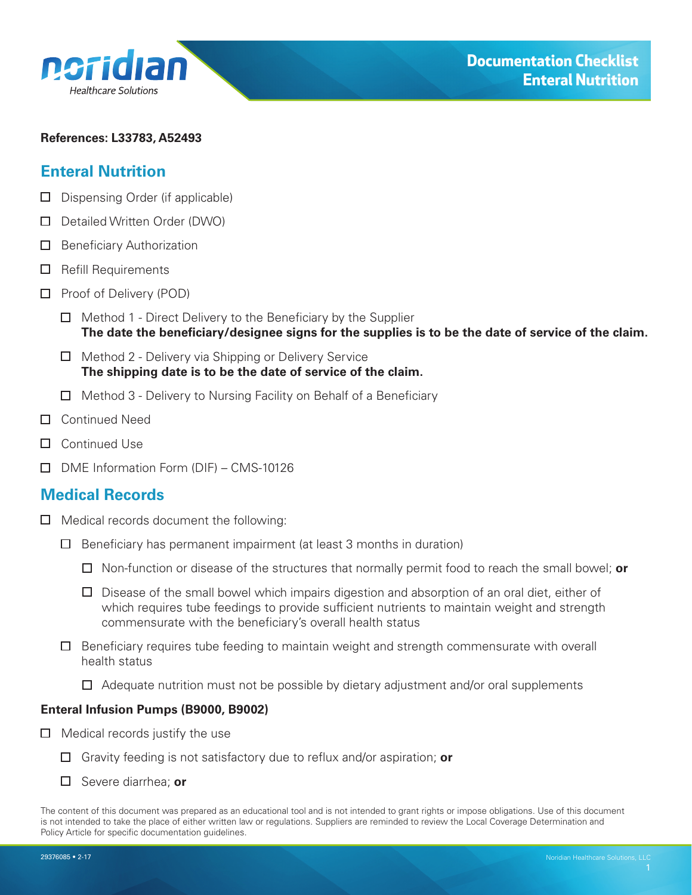# Documentation Checklist Enteral Nutrition

**References: L33783, A52493**

## Enteral Nutrition

- ☐ Dispensing Order (if applicable)
- ☐ Detailed Written Order (DWO)
- ☐ Beneficiary Authorization
- ☐ Refill Requirements
- ☐ Proof of Delivery (POD)
  - ☐ Method 1 - Direct Delivery to the Beneficiary by the Supplier
    **The date the beneficiary/designee signs for the supplies is to be the date of service of the claim.**
  - ☐ Method 2 - Delivery via Shipping or Delivery Service
    **The shipping date is to be the date of service of the claim.**
  - ☐ Method 3 - Delivery to Nursing Facility on Behalf of a Beneficiary
- ☐ Continued Need
- ☐ Continued Use
- ☐ DME Information Form (DIF) – CMS-10126

## Medical Records

- ☐ Medical records document the following:
  - ☐ Beneficiary has permanent impairment (at least 3 months in duration)
    - ☐ Non-function or disease of the structures that normally permit food to reach the small bowel; **or**
    - ☐ Disease of the small bowel which impairs digestion and absorption of an oral diet, either of which requires tube feedings to provide sufficient nutrients to maintain weight and strength commensurate with the beneficiary's overall health status
  - ☐ Beneficiary requires tube feeding to maintain weight and strength commensurate with overall health status
    - ☐ Adequate nutrition must not be possible by dietary adjustment and/or oral supplements

### Enteral Infusion Pumps (B9000, B9002)

- ☐ Medical records justify the use
  - ☐ Gravity feeding is not satisfactory due to reflux and/or aspiration; **or**
  - ☐ Severe diarrhea; **or**

The content of this document was prepared as an educational tool and is not intended to grant rights or impose obligations. Use of this document is not intended to take the place of either written law or regulations. Suppliers are reminded to review the Local Coverage Determination and Policy Article for specific documentation guidelines.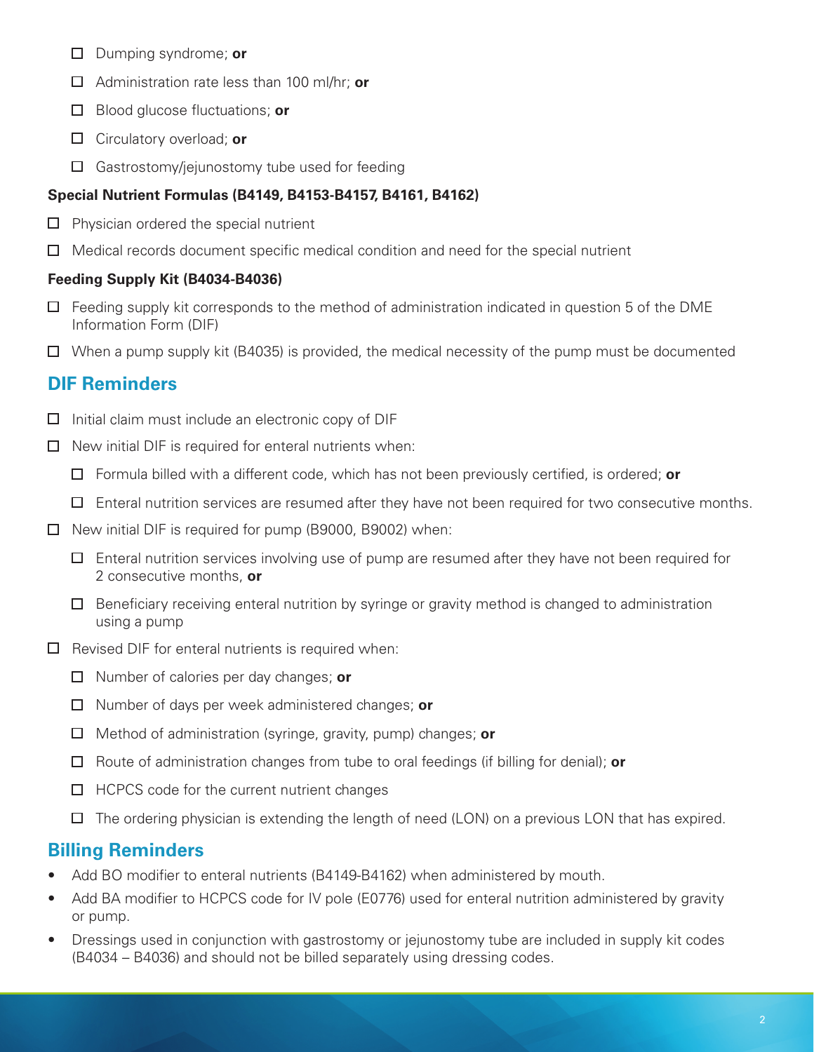- ☐ Dumping syndrome; **or**
- ☐ Administration rate less than 100 ml/hr; **or**
- ☐ Blood glucose fluctuations; **or**
- ☐ Circulatory overload; **or**
- ☐ Gastrostomy/jejunostomy tube used for feeding

**Special Nutrient Formulas (B4149, B4153-B4157, B4161, B4162)**

- ☐ Physician ordered the special nutrient
- ☐ Medical records document specific medical condition and need for the special nutrient

**Feeding Supply Kit (B4034-B4036)**

- ☐ Feeding supply kit corresponds to the method of administration indicated in question 5 of the DME Information Form (DIF)
- ☐ When a pump supply kit (B4035) is provided, the medical necessity of the pump must be documented

## DIF Reminders

- ☐ Initial claim must include an electronic copy of DIF
- ☐ New initial DIF is required for enteral nutrients when:
  - ☐ Formula billed with a different code, which has not been previously certified, is ordered; **or**
  - ☐ Enteral nutrition services are resumed after they have not been required for two consecutive months.
- ☐ New initial DIF is required for pump (B9000, B9002) when:
  - ☐ Enteral nutrition services involving use of pump are resumed after they have not been required for 2 consecutive months, **or**
  - ☐ Beneficiary receiving enteral nutrition by syringe or gravity method is changed to administration using a pump
- ☐ Revised DIF for enteral nutrients is required when:
  - ☐ Number of calories per day changes; **or**
  - ☐ Number of days per week administered changes; **or**
  - ☐ Method of administration (syringe, gravity, pump) changes; **or**
  - ☐ Route of administration changes from tube to oral feedings (if billing for denial); **or**
  - ☐ HCPCS code for the current nutrient changes
  - ☐ The ordering physician is extending the length of need (LON) on a previous LON that has expired.

## Billing Reminders

- Add BO modifier to enteral nutrients (B4149-B4162) when administered by mouth.
- Add BA modifier to HCPCS code for IV pole (E0776) used for enteral nutrition administered by gravity or pump.
- Dressings used in conjunction with gastrostomy or jejunostomy tube are included in supply kit codes (B4034 – B4036) and should not be billed separately using dressing codes.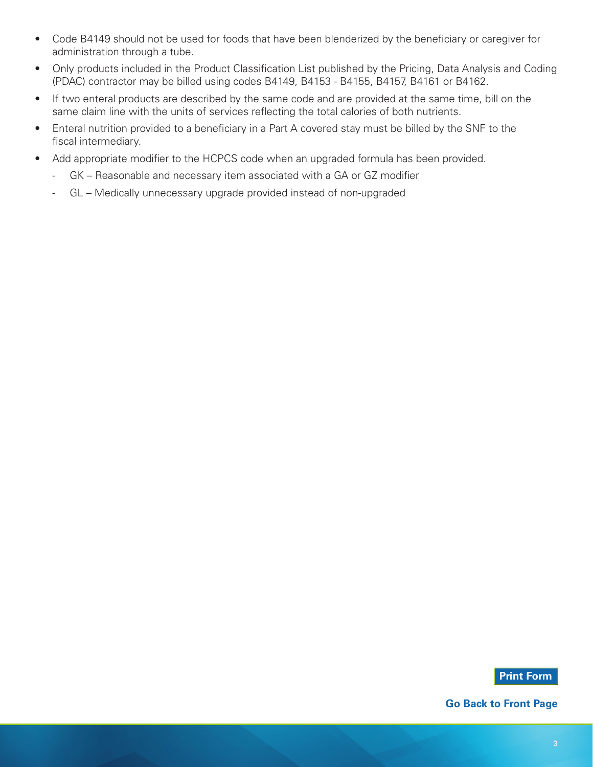- Code B4149 should not be used for foods that have been blenderized by the beneficiary or caregiver for administration through a tube.
- Only products included in the Product Classification List published by the Pricing, Data Analysis and Coding (PDAC) contractor may be billed using codes B4149, B4153 - B4155, B4157, B4161 or B4162.
- If two enteral products are described by the same code and are provided at the same time, bill on the same claim line with the units of services reflecting the total calories of both nutrients.
- Enteral nutrition provided to a beneficiary in a Part A covered stay must be billed by the SNF to the fiscal intermediary.
- Add appropriate modifier to the HCPCS code when an upgraded formula has been provided.
    - GK – Reasonable and necessary item associated with a GA or GZ modifier
    - GL – Medically unnecessary upgrade provided instead of non-upgraded

**Print Form**

**Go Back to Front Page**